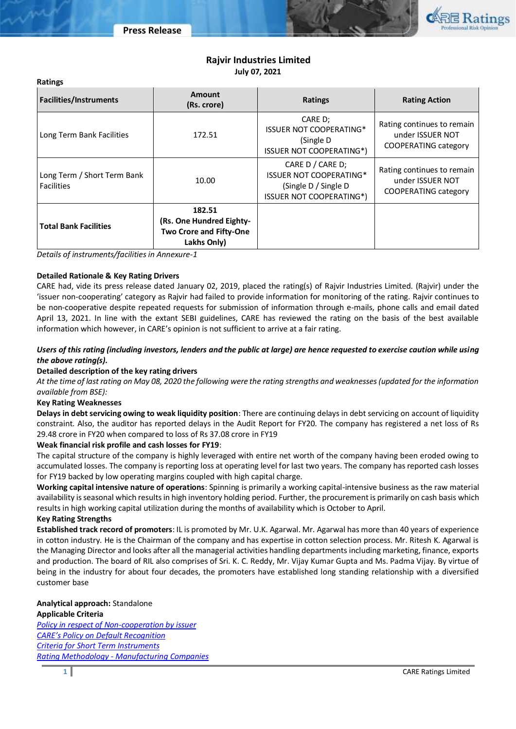# Rajvir Industries Limited

**July 07, 2021**

**Ratings**

| Facilities/Instruments | Amount (Rs. crore) | Ratings | Rating Action |
|---|---|---|---|
| Long Term Bank Facilities | 172.51 | CARE D; ISSUER NOT COOPERATING* (Single D ISSUER NOT COOPERATING*) | Rating continues to remain under ISSUER NOT COOPERATING category |
| Long Term / Short Term Bank Facilities | 10.00 | CARE D / CARE D; ISSUER NOT COOPERATING* (Single D / Single D ISSUER NOT COOPERATING*) | Rating continues to remain under ISSUER NOT COOPERATING category |
| **Total Bank Facilities** | **182.51 (Rs. One Hundred Eighty-Two Crore and Fifty-One Lakhs Only)** | | |

*Details of instruments/facilities in Annexure-1*

**Detailed Rationale & Key Rating Drivers**

CARE had, vide its press release dated January 02, 2019, placed the rating(s) of Rajvir Industries Limited. (Rajvir) under the 'issuer non-cooperating' category as Rajvir had failed to provide information for monitoring of the rating. Rajvir continues to be non-cooperative despite repeated requests for submission of information through e-mails, phone calls and email dated April 13, 2021. In line with the extant SEBI guidelines, CARE has reviewed the rating on the basis of the best available information which however, in CARE's opinion is not sufficient to arrive at a fair rating.

***Users of this rating (including investors, lenders and the public at large) are hence requested to exercise caution while using the above rating(s).***

**Detailed description of the key rating drivers**

*At the time of last rating on May 08, 2020 the following were the rating strengths and weaknesses (updated for the information available from BSE):*

**Key Rating Weaknesses**

**Delays in debt servicing owing to weak liquidity position**: There are continuing delays in debt servicing on account of liquidity constraint. Also, the auditor has reported delays in the Audit Report for FY20. The company has registered a net loss of Rs 29.48 crore in FY20 when compared to loss of Rs 37.08 crore in FY19

**Weak financial risk profile and cash losses for FY19**:

The capital structure of the company is highly leveraged with entire net worth of the company having been eroded owing to accumulated losses. The company is reporting loss at operating level for last two years. The company has reported cash losses for FY19 backed by low operating margins coupled with high capital charge.

**Working capital intensive nature of operations**: Spinning is primarily a working capital-intensive business as the raw material availability is seasonal which results in high inventory holding period. Further, the procurement is primarily on cash basis which results in high working capital utilization during the months of availability which is October to April.

**Key Rating Strengths**

**Established track record of promoters**: IL is promoted by Mr. U.K. Agarwal. Mr. Agarwal has more than 40 years of experience in cotton industry. He is the Chairman of the company and has expertise in cotton selection process. Mr. Ritesh K. Agarwal is the Managing Director and looks after all the managerial activities handling departments including marketing, finance, exports and production. The board of RIL also comprises of Sri. K. C. Reddy, Mr. Vijay Kumar Gupta and Ms. Padma Vijay. By virtue of being in the industry for about four decades, the promoters have established long standing relationship with a diversified customer base

**Analytical approach:** Standalone

**Applicable Criteria**

*Policy in respect of Non-cooperation by issuer*
*CARE's Policy on Default Recognition*
*Criteria for Short Term Instruments*
*Rating Methodology - Manufacturing Companies*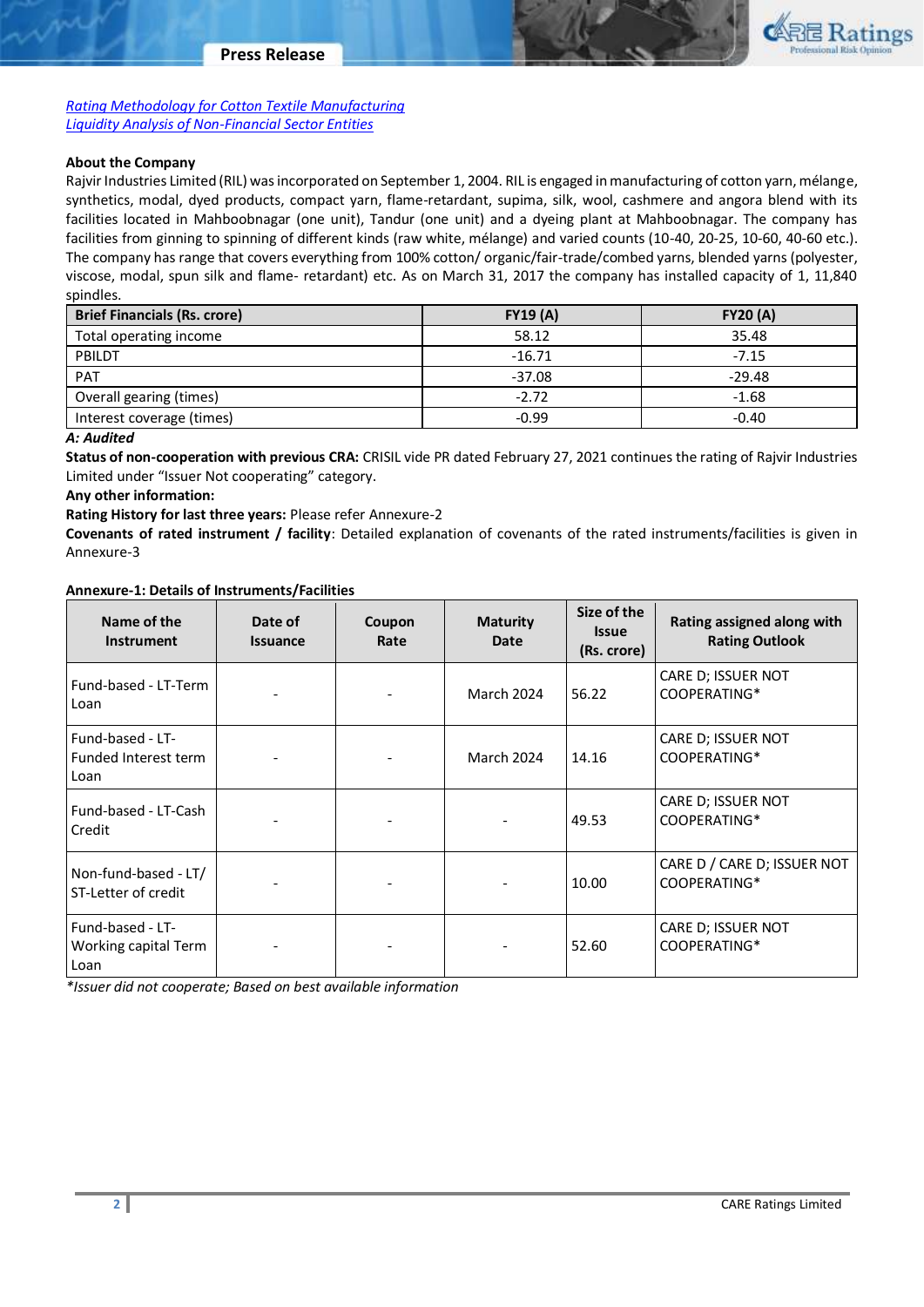[Rating Methodology for Cotton Textile Manufacturing](#)
[Liquidity Analysis of Non-Financial Sector Entities](#)

**About the Company**

Rajvir Industries Limited (RIL) was incorporated on September 1, 2004. RIL is engaged in manufacturing of cotton yarn, mélange, synthetics, modal, dyed products, compact yarn, flame-retardant, supima, silk, wool, cashmere and angora blend with its facilities located in Mahboobnagar (one unit), Tandur (one unit) and a dyeing plant at Mahboobnagar. The company has facilities from ginning to spinning of different kinds (raw white, mélange) and varied counts (10-40, 20-25, 10-60, 40-60 etc.). The company has range that covers everything from 100% cotton/ organic/fair-trade/combed yarns, blended yarns (polyester, viscose, modal, spun silk and flame- retardant) etc. As on March 31, 2017 the company has installed capacity of 1, 11,840 spindles.

| Brief Financials (Rs. crore) | FY19 (A) | FY20 (A) |
|---|---|---|
| Total operating income | 58.12 | 35.48 |
| PBILDT | -16.71 | -7.15 |
| PAT | -37.08 | -29.48 |
| Overall gearing (times) | -2.72 | -1.68 |
| Interest coverage (times) | -0.99 | -0.40 |

***A: Audited***

**Status of non-cooperation with previous CRA:** CRISIL vide PR dated February 27, 2021 continues the rating of Rajvir Industries Limited under "Issuer Not cooperating" category.

**Any other information:**

**Rating History for last three years:** Please refer Annexure-2

**Covenants of rated instrument / facility**: Detailed explanation of covenants of the rated instruments/facilities is given in Annexure-3

**Annexure-1: Details of Instruments/Facilities**

| Name of the Instrument | Date of Issuance | Coupon Rate | Maturity Date | Size of the Issue (Rs. crore) | Rating assigned along with Rating Outlook |
|---|---|---|---|---|---|
| Fund-based - LT-Term Loan | - | - | March 2024 | 56.22 | CARE D; ISSUER NOT COOPERATING* |
| Fund-based - LT-Funded Interest term Loan | - | - | March 2024 | 14.16 | CARE D; ISSUER NOT COOPERATING* |
| Fund-based - LT-Cash Credit | - | - | - | 49.53 | CARE D; ISSUER NOT COOPERATING* |
| Non-fund-based - LT/ ST-Letter of credit | - | - | - | 10.00 | CARE D / CARE D; ISSUER NOT COOPERATING* |
| Fund-based - LT-Working capital Term Loan | - | - | - | 52.60 | CARE D; ISSUER NOT COOPERATING* |

*\*Issuer did not cooperate; Based on best available information*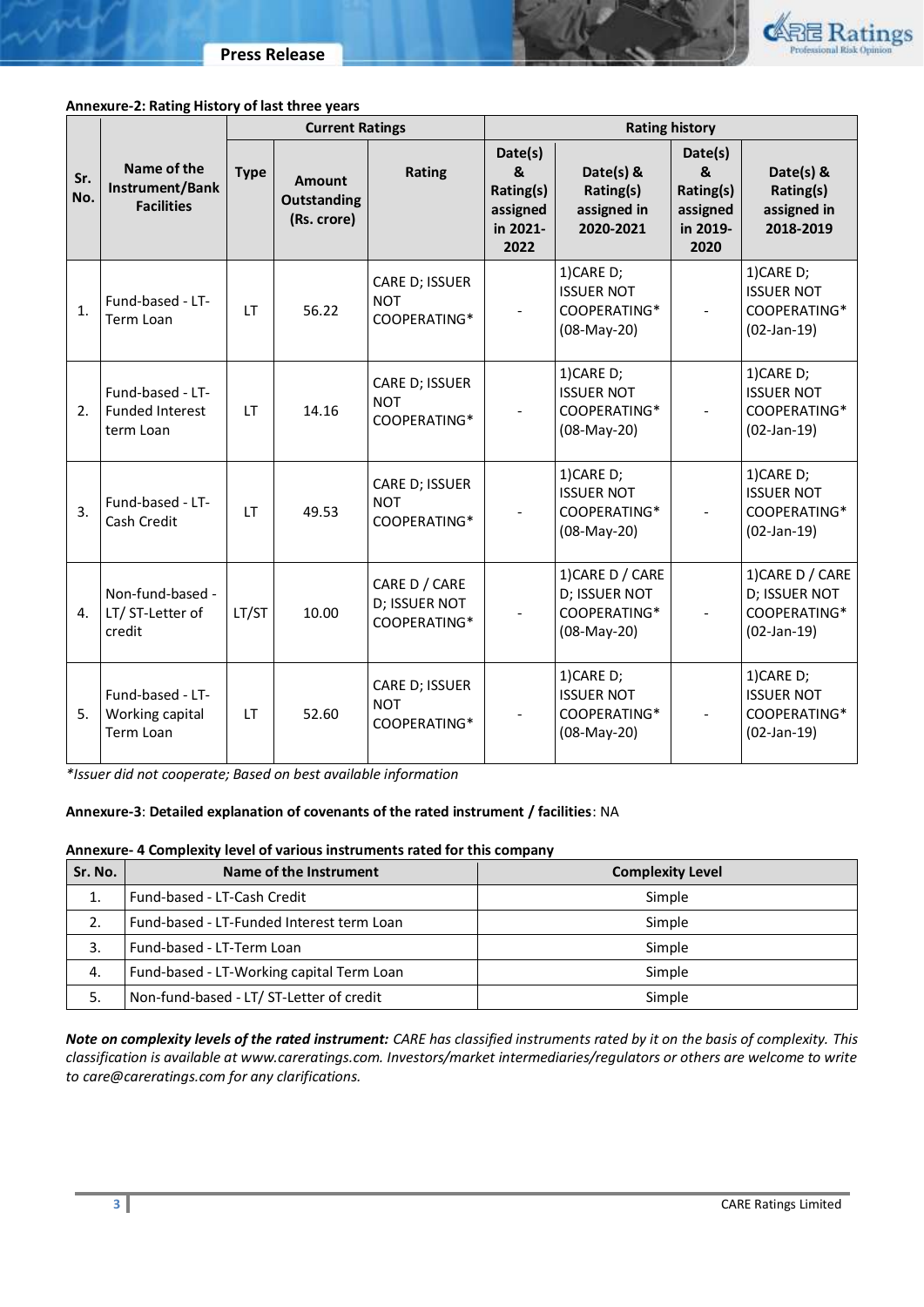**Annexure-2: Rating History of last three years**

| Sr. No. | Name of the Instrument/Bank Facilities | Current Ratings | | | Rating history | | | |
|---|---|---|---|---|---|---|---|---|
| | | Type | Amount Outstanding (Rs. crore) | Rating | Date(s) & Rating(s) assigned in 2021-2022 | Date(s) & Rating(s) assigned in 2020-2021 | Date(s) & Rating(s) assigned in 2019-2020 | Date(s) & Rating(s) assigned in 2018-2019 |
| 1. | Fund-based - LT-Term Loan | LT | 56.22 | CARE D; ISSUER NOT COOPERATING* | - | 1)CARE D; ISSUER NOT COOPERATING* (08-May-20) | - | 1)CARE D; ISSUER NOT COOPERATING* (02-Jan-19) |
| 2. | Fund-based - LT-Funded Interest term Loan | LT | 14.16 | CARE D; ISSUER NOT COOPERATING* | - | 1)CARE D; ISSUER NOT COOPERATING* (08-May-20) | - | 1)CARE D; ISSUER NOT COOPERATING* (02-Jan-19) |
| 3. | Fund-based - LT-Cash Credit | LT | 49.53 | CARE D; ISSUER NOT COOPERATING* | - | 1)CARE D; ISSUER NOT COOPERATING* (08-May-20) | - | 1)CARE D; ISSUER NOT COOPERATING* (02-Jan-19) |
| 4. | Non-fund-based - LT/ ST-Letter of credit | LT/ST | 10.00 | CARE D / CARE D; ISSUER NOT COOPERATING* | - | 1)CARE D / CARE D; ISSUER NOT COOPERATING* (08-May-20) | - | 1)CARE D / CARE D; ISSUER NOT COOPERATING* (02-Jan-19) |
| 5. | Fund-based - LT-Working capital Term Loan | LT | 52.60 | CARE D; ISSUER NOT COOPERATING* | - | 1)CARE D; ISSUER NOT COOPERATING* (08-May-20) | - | 1)CARE D; ISSUER NOT COOPERATING* (02-Jan-19) |

*\*Issuer did not cooperate; Based on best available information*

**Annexure-3**: **Detailed explanation of covenants of the rated instrument / facilities**: NA

**Annexure- 4 Complexity level of various instruments rated for this company**

| Sr. No. | Name of the Instrument | Complexity Level |
|---|---|---|
| 1. | Fund-based - LT-Cash Credit | Simple |
| 2. | Fund-based - LT-Funded Interest term Loan | Simple |
| 3. | Fund-based - LT-Term Loan | Simple |
| 4. | Fund-based - LT-Working capital Term Loan | Simple |
| 5. | Non-fund-based - LT/ ST-Letter of credit | Simple |

***Note on complexity levels of the rated instrument:*** *CARE has classified instruments rated by it on the basis of complexity. This classification is available at www.careratings.com. Investors/market intermediaries/regulators or others are welcome to write to care@careratings.com for any clarifications.*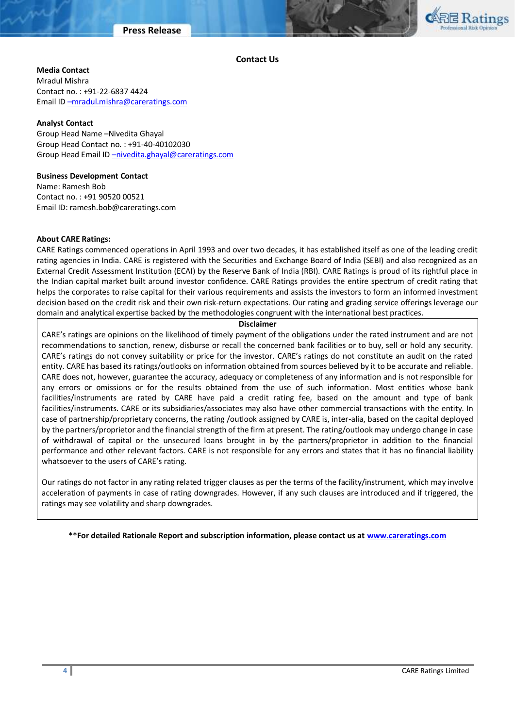## Contact Us

**Media Contact**
Mradul Mishra
Contact no. : +91-22-6837 4424
Email ID –mradul.mishra@careratings.com

**Analyst Contact**
Group Head Name –Nivedita Ghayal
Group Head Contact no. : +91-40-40102030
Group Head Email ID –nivedita.ghayal@careratings.com

**Business Development Contact**
Name: Ramesh Bob
Contact no. : +91 90520 00521
Email ID: ramesh.bob@careratings.com

**About CARE Ratings:**

CARE Ratings commenced operations in April 1993 and over two decades, it has established itself as one of the leading credit rating agencies in India. CARE is registered with the Securities and Exchange Board of India (SEBI) and also recognized as an External Credit Assessment Institution (ECAI) by the Reserve Bank of India (RBI). CARE Ratings is proud of its rightful place in the Indian capital market built around investor confidence. CARE Ratings provides the entire spectrum of credit rating that helps the corporates to raise capital for their various requirements and assists the investors to form an informed investment decision based on the credit risk and their own risk-return expectations. Our rating and grading service offerings leverage our domain and analytical expertise backed by the methodologies congruent with the international best practices.

**Disclaimer**

CARE's ratings are opinions on the likelihood of timely payment of the obligations under the rated instrument and are not recommendations to sanction, renew, disburse or recall the concerned bank facilities or to buy, sell or hold any security. CARE's ratings do not convey suitability or price for the investor. CARE's ratings do not constitute an audit on the rated entity. CARE has based its ratings/outlooks on information obtained from sources believed by it to be accurate and reliable. CARE does not, however, guarantee the accuracy, adequacy or completeness of any information and is not responsible for any errors or omissions or for the results obtained from the use of such information. Most entities whose bank facilities/instruments are rated by CARE have paid a credit rating fee, based on the amount and type of bank facilities/instruments. CARE or its subsidiaries/associates may also have other commercial transactions with the entity. In case of partnership/proprietary concerns, the rating /outlook assigned by CARE is, inter-alia, based on the capital deployed by the partners/proprietor and the financial strength of the firm at present. The rating/outlook may undergo change in case of withdrawal of capital or the unsecured loans brought in by the partners/proprietor in addition to the financial performance and other relevant factors. CARE is not responsible for any errors and states that it has no financial liability whatsoever to the users of CARE's rating.

Our ratings do not factor in any rating related trigger clauses as per the terms of the facility/instrument, which may involve acceleration of payments in case of rating downgrades. However, if any such clauses are introduced and if triggered, the ratings may see volatility and sharp downgrades.

**\*\*For detailed Rationale Report and subscription information, please contact us at www.careratings.com**